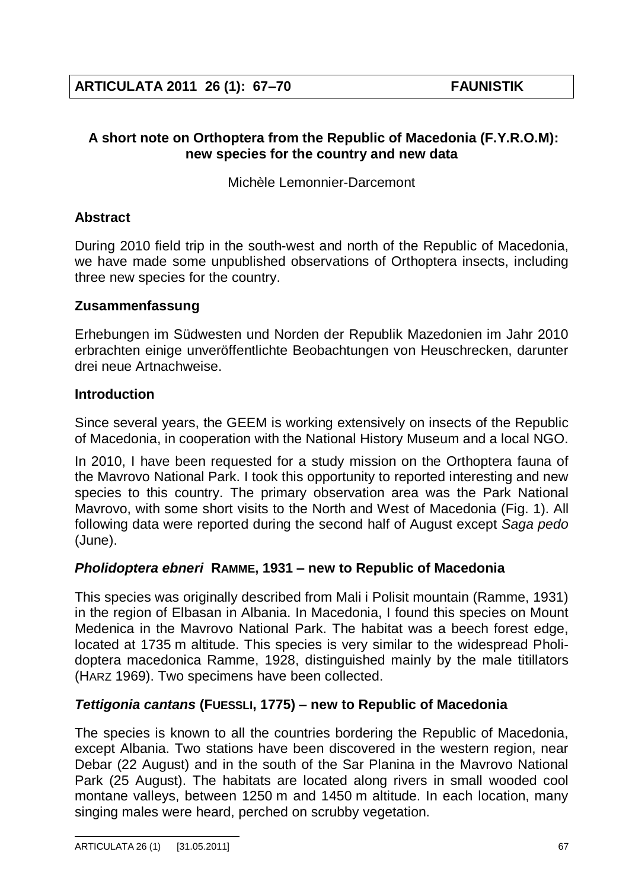**ARTICULATA 2011 26 (1): 67–70 FAUNISTIK**

# A short note on Orthoptera from the Republic of Macedonia (F.Y.R.O.M): new species for the country and new data

Michèle Lemonnier-Darcemont

## Abstract

During 2010 field trip in the south-west and north of the Republic of Macedonia, we have made some unpublished observations of Orthoptera insects, including three new species for the country.

## Zusammenfassung

Erhebungen im Südwesten und Norden der Republik Mazedonien im Jahr 2010 erbrachten einige unveröffentlichte Beobachtungen von Heuschrecken, darunter drei neue Artnachweise.

## Introduction

Since several years, the GEEM is working extensively on insects of the Republic of Macedonia, in cooperation with the National History Museum and a local NGO.

In 2010, I have been requested for a study mission on the Orthoptera fauna of the Mavrovo National Park. I took this opportunity to reported interesting and new species to this country. The primary observation area was the Park National Mavrovo, with some short visits to the North and West of Macedonia (Fig. 1). All following data were reported during the second half of August except *Saga pedo* (June).

## *Pholidoptera ebneri* RAMME, 1931 – new to Republic of Macedonia

This species was originally described from Mali i Polisit mountain (Ramme, 1931) in the region of Elbasan in Albania. In Macedonia, I found this species on Mount Medenica in the Mavrovo National Park. The habitat was a beech forest edge, located at 1735 m altitude. This species is very similar to the widespread Pholidoptera macedonica Ramme, 1928, distinguished mainly by the male titillators (HARZ 1969). Two specimens have been collected.

## *Tettigonia cantans* (FUESSLI, 1775) – new to Republic of Macedonia

The species is known to all the countries bordering the Republic of Macedonia, except Albania. Two stations have been discovered in the western region, near Debar (22 August) and in the south of the Sar Planina in the Mavrovo National Park (25 August). The habitats are located along rivers in small wooded cool montane valleys, between 1250 m and 1450 m altitude. In each location, many singing males were heard, perched on scrubby vegetation.

ARTICULATA 26 (1) [31.05.2011]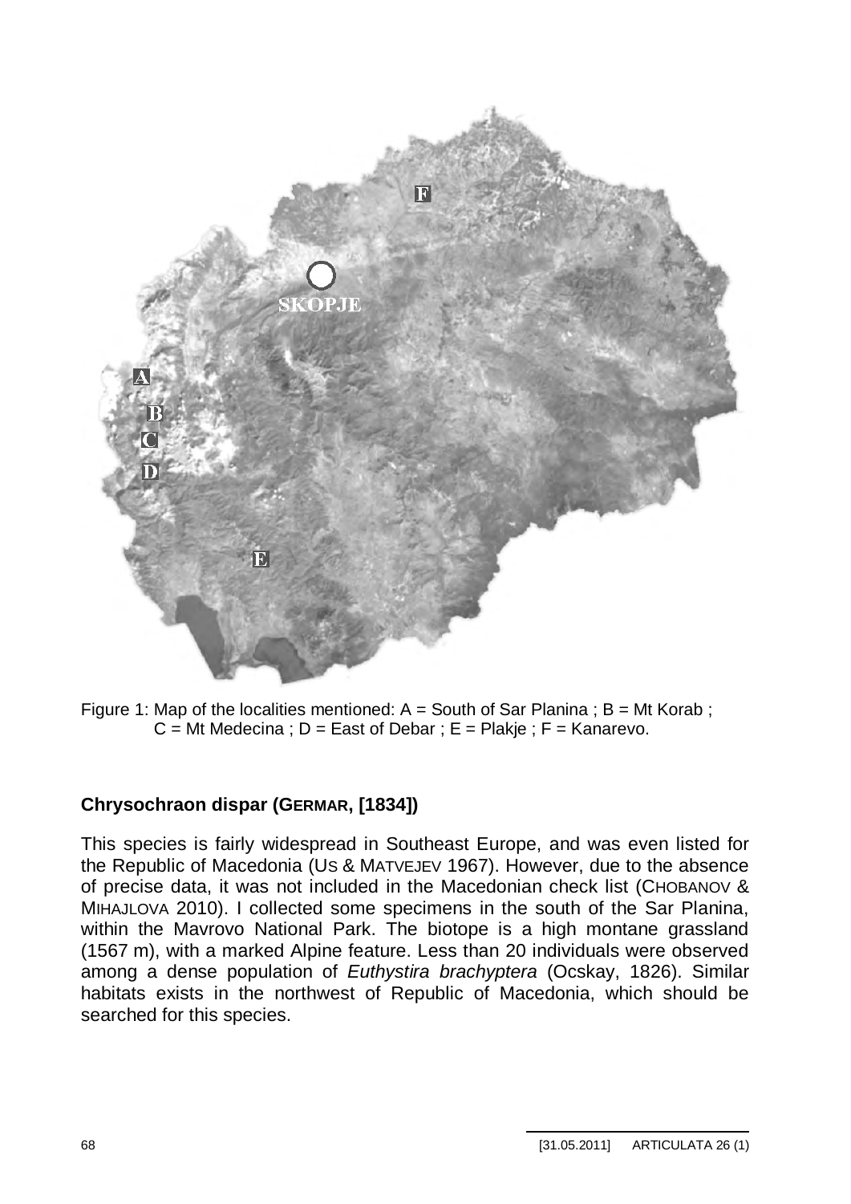Figure 1: Map of the localities mentioned: A = South of Sar Planina ; B = Mt Korab ; C = Mt Medecina ; D = East of Debar ; E = Plakje ; F = Kanarevo.

## Chrysochraon dispar (GERMAR, [1834])

This species is fairly widespread in Southeast Europe, and was even listed for the Republic of Macedonia (US & MATVEJEV 1967). However, due to the absence of precise data, it was not included in the Macedonian check list (CHOBANOV & MIHAJLOVA 2010). I collected some specimens in the south of the Sar Planina, within the Mavrovo National Park. The biotope is a high montane grassland (1567 m), with a marked Alpine feature. Less than 20 individuals were observed among a dense population of *Euthystira brachyptera* (Ocskay, 1826). Similar habitats exists in the northwest of Republic of Macedonia, which should be searched for this species.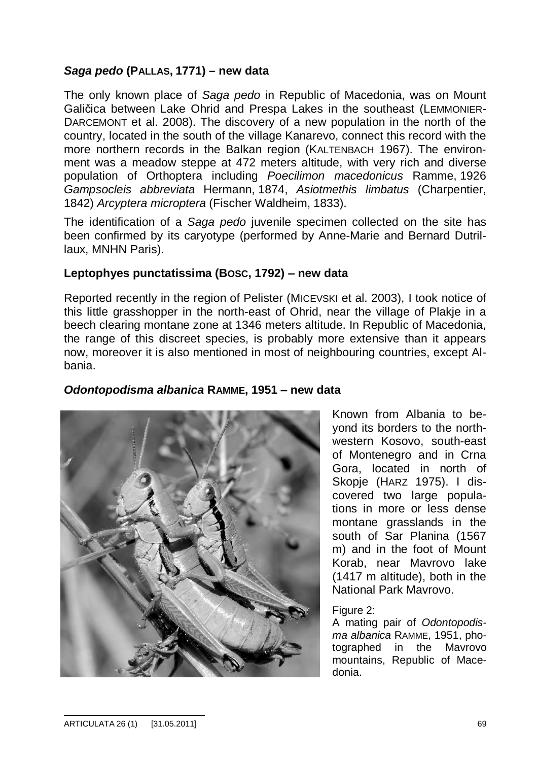### *Saga pedo* (PALLAS, 1771) – new data

The only known place of *Saga pedo* in Republic of Macedonia, was on Mount Galičica between Lake Ohrid and Prespa Lakes in the southeast (LEMMONIER-DARCEMONT et al. 2008). The discovery of a new population in the north of the country, located in the south of the village Kanarevo, connect this record with the more northern records in the Balkan region (KALTENBACH 1967). The environment was a meadow steppe at 472 meters altitude, with very rich and diverse population of Orthoptera including *Poecilimon macedonicus* Ramme, 1926 *Gampsocleis abbreviata* Hermann, 1874, *Asiotmethis limbatus* (Charpentier, 1842) *Arcyptera microptera* (Fischer Waldheim, 1833).

The identification of a *Saga pedo* juvenile specimen collected on the site has been confirmed by its caryotype (performed by Anne-Marie and Bernard Dutrillaux, MNHN Paris).

### Leptophyes punctatissima (BOSC, 1792) – new data

Reported recently in the region of Pelister (MICEVSKI et al. 2003), I took notice of this little grasshopper in the north-east of Ohrid, near the village of Plakje in a beech clearing montane zone at 1346 meters altitude. In Republic of Macedonia, the range of this discreet species, is probably more extensive than it appears now, moreover it is also mentioned in most of neighbouring countries, except Albania.

### *Odontopodisma albanica* RAMME, 1951 – new data

Known from Albania to beyond its borders to the north-western Kosovo, south-east of Montenegro and in Crna Gora, located in north of Skopje (HARZ 1975). I discovered two large populations in more or less dense montane grasslands in the south of Sar Planina (1567 m) and in the foot of Mount Korab, near Mavrovo lake (1417 m altitude), both in the National Park Mavrovo.

Figure 2:
A mating pair of *Odontopodisma albanica* RAMME, 1951, photographed in the Mavrovo mountains, Republic of Macedonia.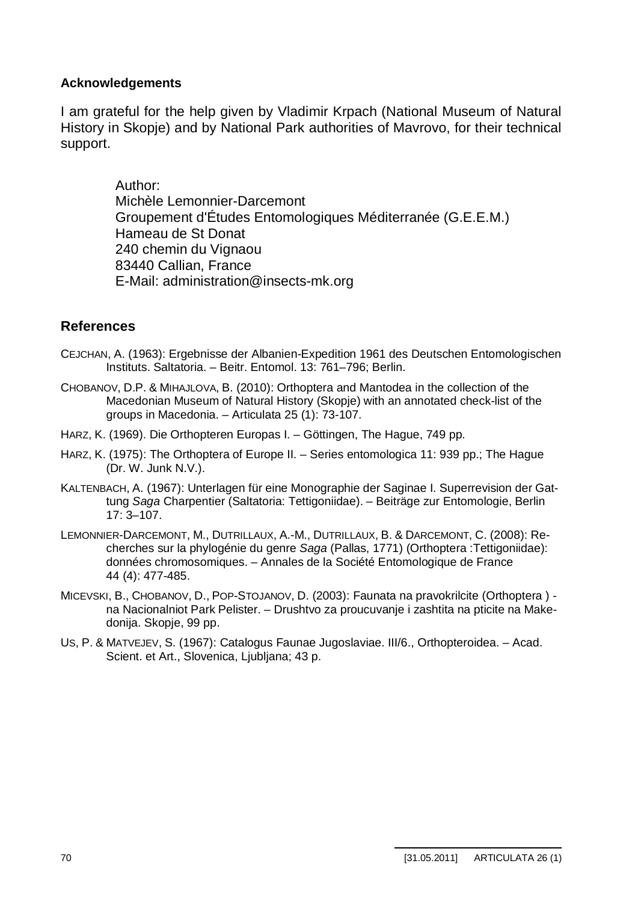#### Acknowledgements

I am grateful for the help given by Vladimir Krpach (National Museum of Natural History in Skopje) and by National Park authorities of Mavrovo, for their technical support.

> Author:
> Michèle Lemonnier-Darcemont
> Groupement d'Études Entomologiques Méditerranée (G.E.E.M.)
> Hameau de St Donat
> 240 chemin du Vignaou
> 83440 Callian, France
> E-Mail: administration@insects-mk.org

## References

CEJCHAN, A. (1963): Ergebnisse der Albanien-Expedition 1961 des Deutschen Entomologischen Instituts. Saltatoria. – Beitr. Entomol. 13: 761–796; Berlin.

CHOBANOV, D.P. & MIHAJLOVA, B. (2010): Orthoptera and Mantodea in the collection of the Macedonian Museum of Natural History (Skopje) with an annotated check-list of the groups in Macedonia. – Articulata 25 (1): 73-107.

HARZ, K. (1969). Die Orthopteren Europas I. – Göttingen, The Hague, 749 pp.

HARZ, K. (1975): The Orthoptera of Europe II. – Series entomologica 11: 939 pp.; The Hague (Dr. W. Junk N.V.).

KALTENBACH, A. (1967): Unterlagen für eine Monographie der Saginae I. Superrevision der Gattung *Saga* Charpentier (Saltatoria: Tettigoniidae). – Beiträge zur Entomologie, Berlin 17: 3–107.

LEMONNIER-DARCEMONT, M., DUTRILLAUX, A.-M., DUTRILLAUX, B. & DARCEMONT, C. (2008): Recherches sur la phylogénie du genre *Saga* (Pallas, 1771) (Orthoptera :Tettigoniidae): données chromosomiques. – Annales de la Société Entomologique de France 44 (4): 477-485.

MICEVSKI, B., CHOBANOV, D., POP-STOJANOV, D. (2003): Faunata na pravokrilcite (Orthoptera ) - na Nacionalniot Park Pelister. – Drushtvo za proucuvanje i zashtita na pticite na Makedonija. Skopje, 99 pp.

US, P. & MATVEJEV, S. (1967): Catalogus Faunae Jugoslaviae. III/6., Orthopteroidea. – Acad. Scient. et Art., Slovenica, Ljubljana; 43 p.